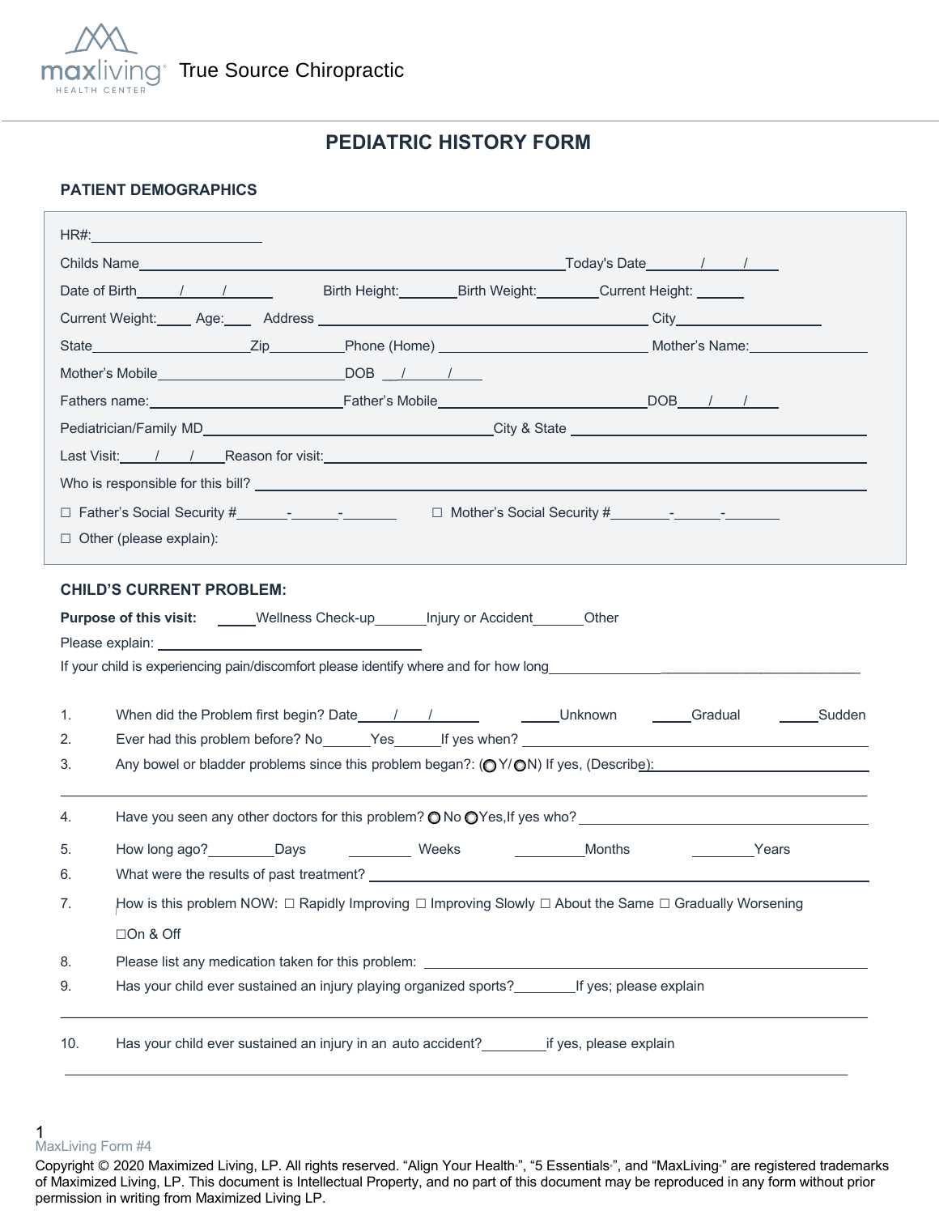maxliving HEALTH CENTER True Source Chiropractic

# PEDIATRIC HISTORY FORM

## PATIENT DEMOGRAPHICS

HR#:______________________

Childs Name______________________________________________________Today's Date_______/_____/_____

Date of Birth_____/_____/______ Birth Height:_______Birth Weight:________Current Height: ______

Current Weight:_____ Age:____ Address ___________________________________________ City_________________

State____________________Zip__________Phone (Home) ___________________________ Mother's Name:______________

Mother's Mobile________________________DOB __/_____/_____

Fathers name:________________________Father's Mobile__________________________DOB____/____/_____

Pediatrician/Family MD_____________________________________City & State _____________________________

Last Visit:_____/_____/_____Reason for visit:_________________________________________________________

Who is responsible for this bill? ______________________________________________________________

☐ Father's Social Security #_______-______-_______ ☐ Mother's Social Security #_______-______-_______

☐ Other (please explain):

## CHILD'S CURRENT PROBLEM:

**Purpose of this visit:** _____Wellness Check-up______Injury or Accident______Other

Please explain: ________________________________

If your child is experiencing pain/discomfort please identify where and for how long______________________________________

1. When did the Problem first begin? Date____/____/______ _____Unknown _____Gradual _____Sudden
2. Ever had this problem before? No______Yes______If yes when? ________________________________
3. Any bowel or bladder problems since this problem began?: (◯ Y/ ◯N) If yes, (Describe):________________________

_____________________________________________________________________________________

4. Have you seen any other doctors for this problem? ◯ No ◯Yes,If yes who? ________________________
5. How long ago?_________Days ________ Weeks _________Months ________Years
6. What were the results of past treatment? ________________________________________________
7. How is this problem NOW: ☐ Rapidly Improving ☐ Improving Slowly ☐ About the Same ☐ Gradually Worsening ☐On & Off
8. Please list any medication taken for this problem: ________________________________________
9. Has your child ever sustained an injury playing organized sports?________If yes; please explain

_____________________________________________________________________________________

10. Has your child ever sustained an injury in an auto accident?________if yes, please explain

_____________________________________________________________________________________

MaxLiving Form #4

Copyright © 2020 Maximized Living, LP. All rights reserved. "Align Your Health", "5 Essentials", and "MaxLiving" are registered trademarks of Maximized Living, LP. This document is Intellectual Property, and no part of this document may be reproduced in any form without prior permission in writing from Maximized Living LP.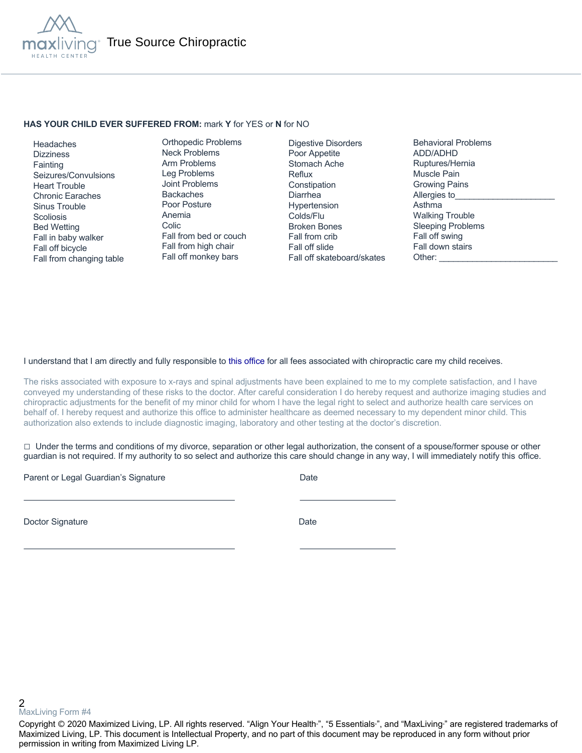True Source Chiropractic

**HAS YOUR CHILD EVER SUFFERED FROM:** mark **Y** for YES or **N** for NO

| | | | |
|---|---|---|---|
| Headaches | Orthopedic Problems | Digestive Disorders | Behavioral Problems |
| Dizziness | Neck Problems | Poor Appetite | ADD/ADHD |
| Fainting | Arm Problems | Stomach Ache | Ruptures/Hernia |
| Seizures/Convulsions | Leg Problems | Reflux | Muscle Pain |
| Heart Trouble | Joint Problems | Constipation | Growing Pains |
| Chronic Earaches | Backaches | Diarrhea | Allergies to_____________________ |
| Sinus Trouble | Poor Posture | Hypertension | Asthma |
| Scoliosis | Anemia | Colds/Flu | Walking Trouble |
| Bed Wetting | Colic | Broken Bones | Sleeping Problems |
| Fall in baby walker | Fall from bed or couch | Fall from crib | Fall off swing |
| Fall off bicycle | Fall from high chair | Fall off slide | Fall down stairs |
| Fall from changing table | Fall off monkey bars | Fall off skateboard/skates | Other: ________________________ |

I understand that I am directly and fully responsible to this office for all fees associated with chiropractic care my child receives.

The risks associated with exposure to x-rays and spinal adjustments have been explained to me to my complete satisfaction, and I have conveyed my understanding of these risks to the doctor. After careful consideration I do hereby request and authorize imaging studies and chiropractic adjustments for the benefit of my minor child for whom I have the legal right to select and authorize health care services on behalf of. I hereby request and authorize this office to administer healthcare as deemed necessary to my dependent minor child. This authorization also extends to include diagnostic imaging, laboratory and other testing at the doctor's discretion.

☐ Under the terms and conditions of my divorce, separation or other legal authorization, the consent of a spouse/former spouse or other guardian is not required. If my authority to so select and authorize this care should change in any way, I will immediately notify this office.

Parent or Legal Guardian's Signature ______________________________ Date ____________________

Doctor Signature ______________________________ Date ____________________

MaxLiving Form #4

Copyright © 2020 Maximized Living, LP. All rights reserved. "Align Your Health®", "5 Essentials®", and "MaxLiving®" are registered trademarks of Maximized Living, LP. This document is Intellectual Property, and no part of this document may be reproduced in any form without prior permission in writing from Maximized Living LP.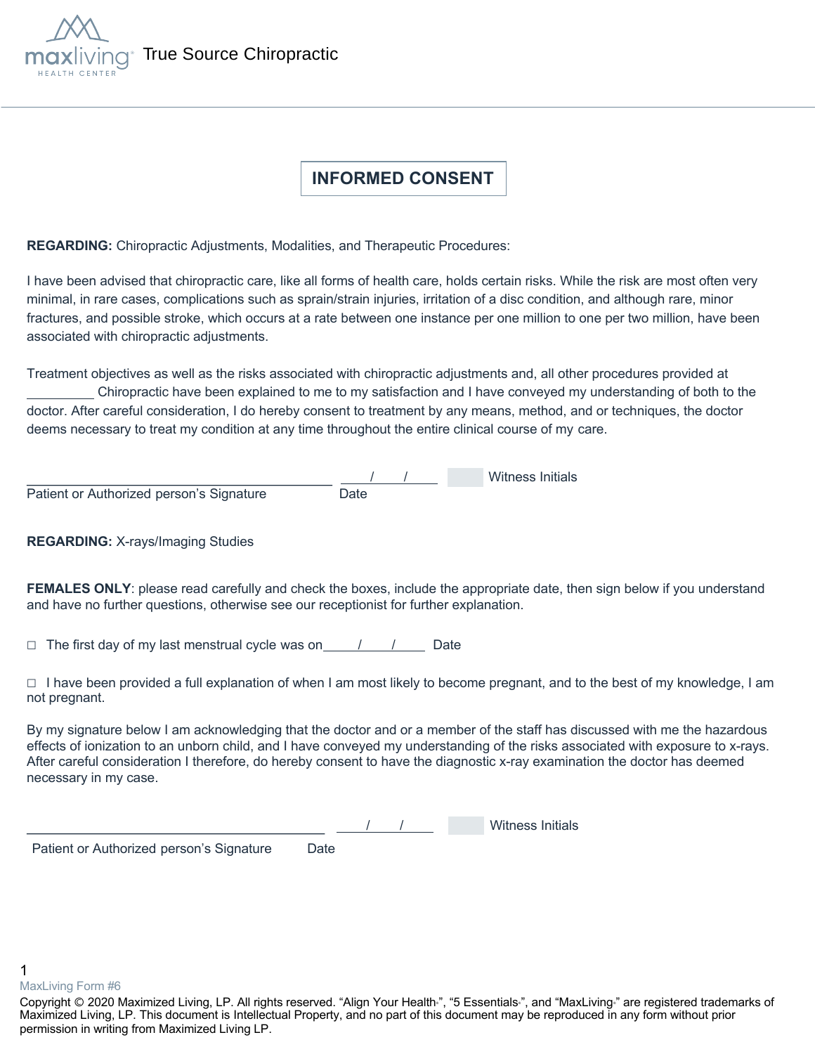True Source Chiropractic

# INFORMED CONSENT

**REGARDING:** Chiropractic Adjustments, Modalities, and Therapeutic Procedures:

I have been advised that chiropractic care, like all forms of health care, holds certain risks. While the risk are most often very minimal, in rare cases, complications such as sprain/strain injuries, irritation of a disc condition, and although rare, minor fractures, and possible stroke, which occurs at a rate between one instance per one million to one per two million, have been associated with chiropractic adjustments.

Treatment objectives as well as the risks associated with chiropractic adjustments and, all other procedures provided at __________ Chiropractic have been explained to me to my satisfaction and I have conveyed my understanding of both to the doctor. After careful consideration, I do hereby consent to treatment by any means, method, and or techniques, the doctor deems necessary to treat my condition at any time throughout the entire clinical course of my care.

______________________________________ ____/____/____ Witness Initials

Patient or Authorized person's Signature Date

**REGARDING:** X-rays/Imaging Studies

**FEMALES ONLY**: please read carefully and check the boxes, include the appropriate date, then sign below if you understand and have no further questions, otherwise see our receptionist for further explanation.

☐ The first day of my last menstrual cycle was on____/____/____ Date

☐ I have been provided a full explanation of when I am most likely to become pregnant, and to the best of my knowledge, I am not pregnant.

By my signature below I am acknowledging that the doctor and or a member of the staff has discussed with me the hazardous effects of ionization to an unborn child, and I have conveyed my understanding of the risks associated with exposure to x-rays. After careful consideration I therefore, do hereby consent to have the diagnostic x-ray examination the doctor has deemed necessary in my case.

______________________________________ ____/____/____ Witness Initials

Patient or Authorized person's Signature Date

MaxLiving Form #6

Copyright © 2020 Maximized Living, LP. All rights reserved. "Align Your Health®", "5 Essentials®", and "MaxLiving®" are registered trademarks of Maximized Living, LP. This document is Intellectual Property, and no part of this document may be reproduced in any form without prior permission in writing from Maximized Living LP.